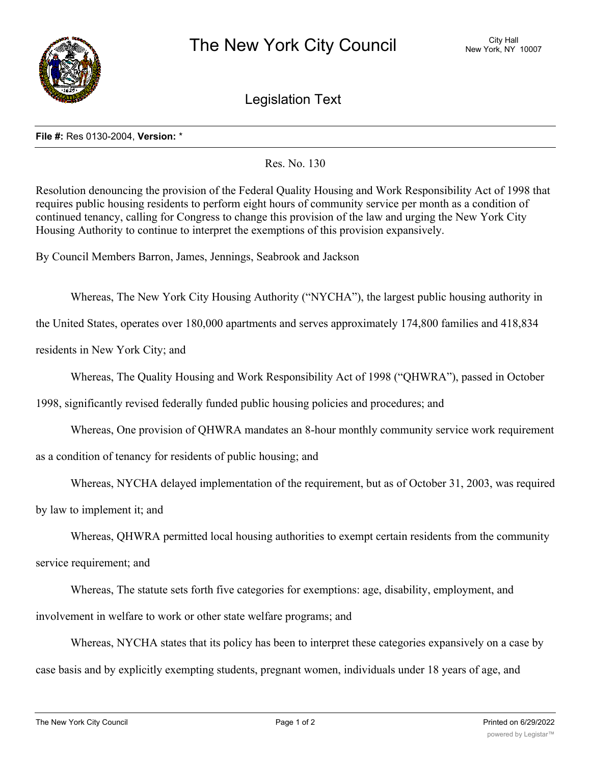# The New York City Council

City Hall
New York, NY 10007

## Legislation Text

**File #:** Res 0130-2004, **Version:** *

Res. No. 130

Resolution denouncing the provision of the Federal Quality Housing and Work Responsibility Act of 1998 that requires public housing residents to perform eight hours of community service per month as a condition of continued tenancy, calling for Congress to change this provision of the law and urging the New York City Housing Authority to continue to interpret the exemptions of this provision expansively.

By Council Members Barron, James, Jennings, Seabrook and Jackson

Whereas, The New York City Housing Authority ("NYCHA"), the largest public housing authority in the United States, operates over 180,000 apartments and serves approximately 174,800 families and 418,834 residents in New York City; and

Whereas, The Quality Housing and Work Responsibility Act of 1998 ("QHWRA"), passed in October 1998, significantly revised federally funded public housing policies and procedures; and

Whereas, One provision of QHWRA mandates an 8-hour monthly community service work requirement as a condition of tenancy for residents of public housing; and

Whereas, NYCHA delayed implementation of the requirement, but as of October 31, 2003, was required by law to implement it; and

Whereas, QHWRA permitted local housing authorities to exempt certain residents from the community service requirement; and

Whereas, The statute sets forth five categories for exemptions: age, disability, employment, and involvement in welfare to work or other state welfare programs; and

Whereas, NYCHA states that its policy has been to interpret these categories expansively on a case by case basis and by explicitly exempting students, pregnant women, individuals under 18 years of age, and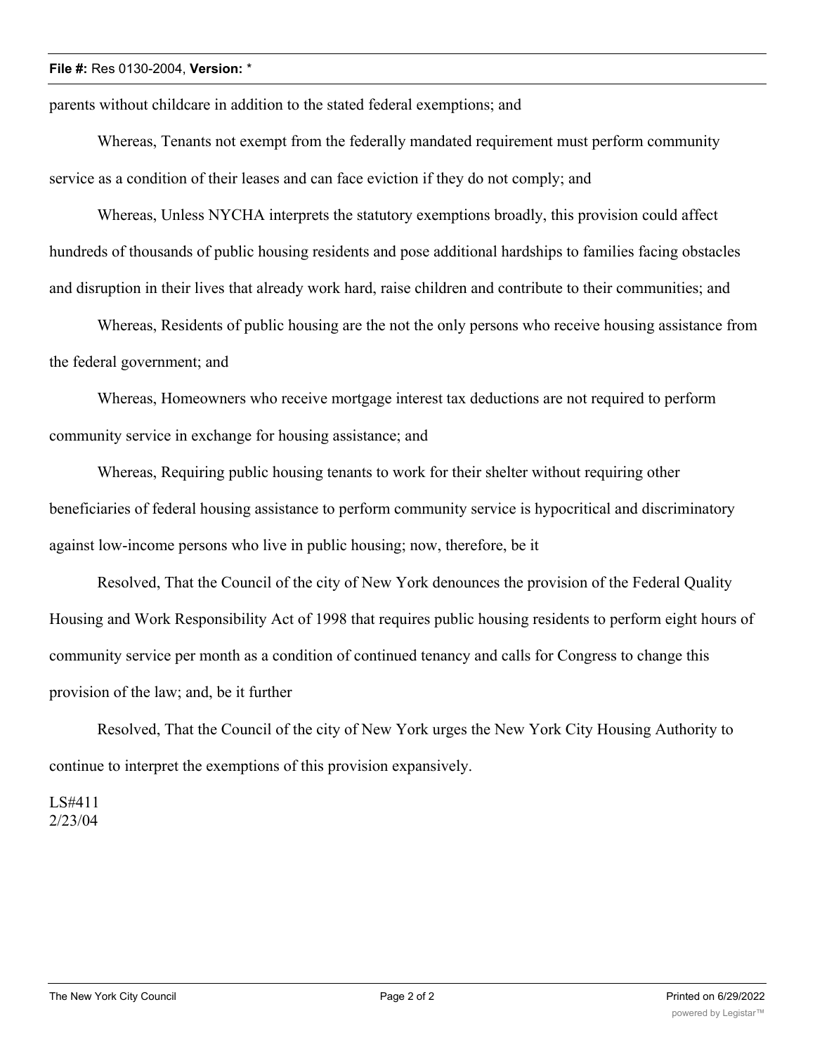parents without childcare in addition to the stated federal exemptions; and

Whereas, Tenants not exempt from the federally mandated requirement must perform community service as a condition of their leases and can face eviction if they do not comply; and

Whereas, Unless NYCHA interprets the statutory exemptions broadly, this provision could affect hundreds of thousands of public housing residents and pose additional hardships to families facing obstacles and disruption in their lives that already work hard, raise children and contribute to their communities; and

Whereas, Residents of public housing are the not the only persons who receive housing assistance from the federal government; and

Whereas, Homeowners who receive mortgage interest tax deductions are not required to perform community service in exchange for housing assistance; and

Whereas, Requiring public housing tenants to work for their shelter without requiring other beneficiaries of federal housing assistance to perform community service is hypocritical and discriminatory against low-income persons who live in public housing; now, therefore, be it

Resolved, That the Council of the city of New York denounces the provision of the Federal Quality Housing and Work Responsibility Act of 1998 that requires public housing residents to perform eight hours of community service per month as a condition of continued tenancy and calls for Congress to change this provision of the law; and, be it further

Resolved, That the Council of the city of New York urges the New York City Housing Authority to continue to interpret the exemptions of this provision expansively.

LS#411
2/23/04